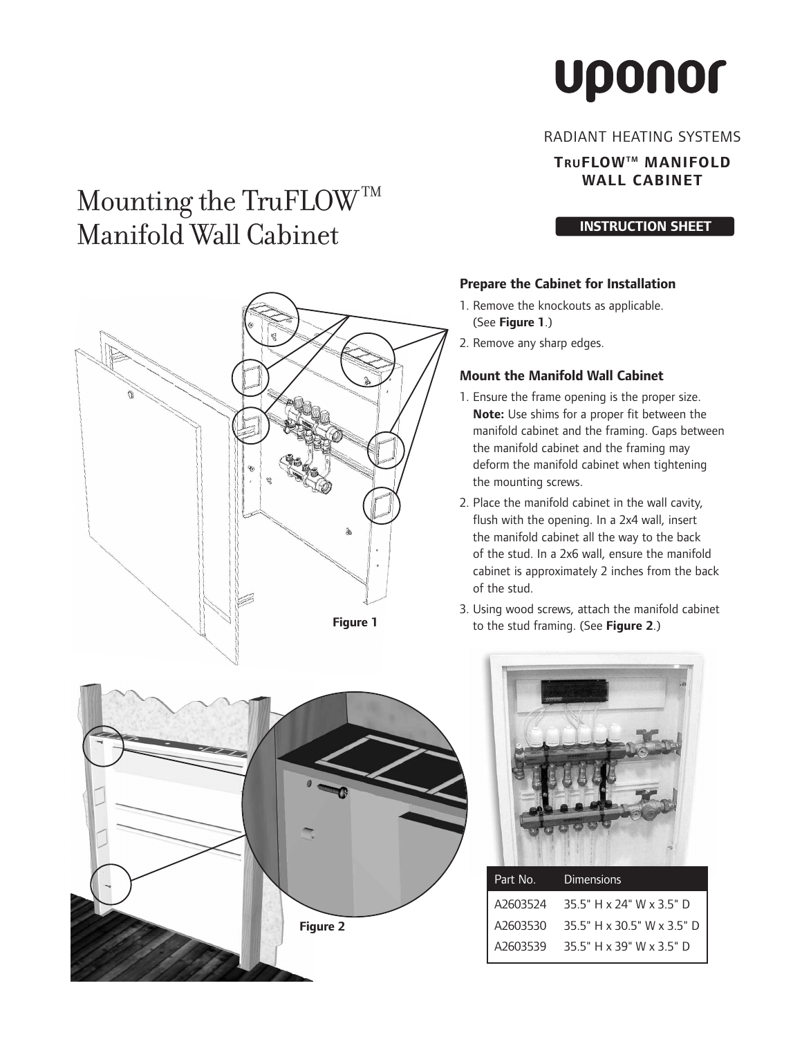uponor

RADIANT HEATING SYSTEMS

**TRUFLOW™ MANIFOLD WALL CABINET**

**INSTRUCTION SHEET**

# Mounting the TruFLOW™ Manifold Wall Cabinet

### Prepare the Cabinet for Installation

1. Remove the knockouts as applicable. (See **Figure 1**.)
2. Remove any sharp edges.

### Mount the Manifold Wall Cabinet

1. Ensure the frame opening is the proper size. **Note:** Use shims for a proper fit between the manifold cabinet and the framing. Gaps between the manifold cabinet and the framing may deform the manifold cabinet when tightening the mounting screws.
2. Place the manifold cabinet in the wall cavity, flush with the opening. In a 2x4 wall, insert the manifold cabinet all the way to the back of the stud. In a 2x6 wall, ensure the manifold cabinet is approximately 2 inches from the back of the stud.
3. Using wood screws, attach the manifold cabinet to the stud framing. (See **Figure 2**.)

**Figure 1**

**Figure 2**

| Part No. | Dimensions |
|---|---|
| A2603524 | 35.5" H x 24" W x 3.5" D |
| A2603530 | 35.5" H x 30.5" W x 3.5" D |
| A2603539 | 35.5" H x 39" W x 3.5" D |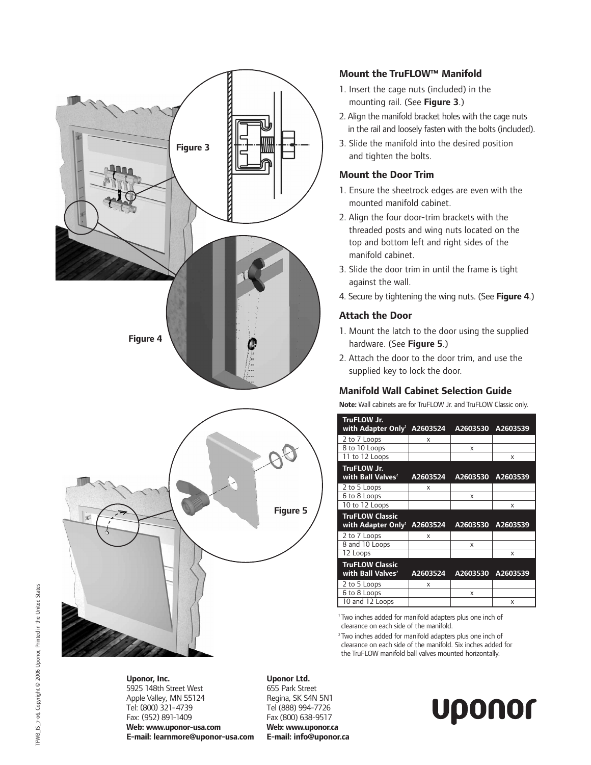Figure 3

Figure 4

Figure 5

## Mount the TruFLOW™ Manifold

1. Insert the cage nuts (included) in the mounting rail. (See **Figure 3**.)
2. Align the manifold bracket holes with the cage nuts in the rail and loosely fasten with the bolts (included).
3. Slide the manifold into the desired position and tighten the bolts.

## Mount the Door Trim

1. Ensure the sheetrock edges are even with the mounted manifold cabinet.
2. Align the four door-trim brackets with the threaded posts and wing nuts located on the top and bottom left and right sides of the manifold cabinet.
3. Slide the door trim in until the frame is tight against the wall.
4. Secure by tightening the wing nuts. (See **Figure 4**.)

## Attach the Door

1. Mount the latch to the door using the supplied hardware. (See **Figure 5**.)
2. Attach the door to the door trim, and use the supplied key to lock the door.

## Manifold Wall Cabinet Selection Guide

**Note:** Wall cabinets are for TruFLOW Jr. and TruFLOW Classic only.

| TruFLOW Jr. with Adapter Only[1] | A2603524 | A2603530 | A2603539 |
|---|---|---|---|
| 2 to 7 Loops | x | | |
| 8 to 10 Loops | | x | |
| 11 to 12 Loops | | | x |
| **TruFLOW Jr. with Ball Valves[2]** | **A2603524** | **A2603530** | **A2603539** |
| 2 to 5 Loops | x | | |
| 6 to 8 Loops | | x | |
| 10 to 12 Loops | | | x |
| **TruFLOW Classic with Adapter Only[1]** | **A2603524** | **A2603530** | **A2603539** |
| 2 to 7 Loops | x | | |
| 8 and 10 Loops | | x | |
| 12 Loops | | | x |
| **TruFLOW Classic with Ball Valves[2]** | **A2603524** | **A2603530** | **A2603539** |
| 2 to 5 Loops | x | | |
| 6 to 8 Loops | | x | |
| 10 and 12 Loops | | | x |

[1] Two inches added for manifold adapters plus one inch of clearance on each side of the manifold.

[2] Two inches added for manifold adapters plus one inch of clearance on each side of the manifold. Six inches added for the TruFLOW manifold ball valves mounted horizontally.

**Uponor, Inc.**
5925 148th Street West
Apple Valley, MN 55124
Tel: (800) 321-4739
Fax: (952) 891-1409
**Web: www.uponor-usa.com**
**E-mail: learnmore@uponor-usa.com**

**Uponor Ltd.**
655 Park Street
Regina, SK S4N 5N1
Tel (888) 994-7726
Fax (800) 638-9517
**Web: www.uponor.ca**
**E-mail: info@uponor.ca**

uponor

TFWB_IS_7-06, Copyright © 2006 Uponor, Printed in the United States